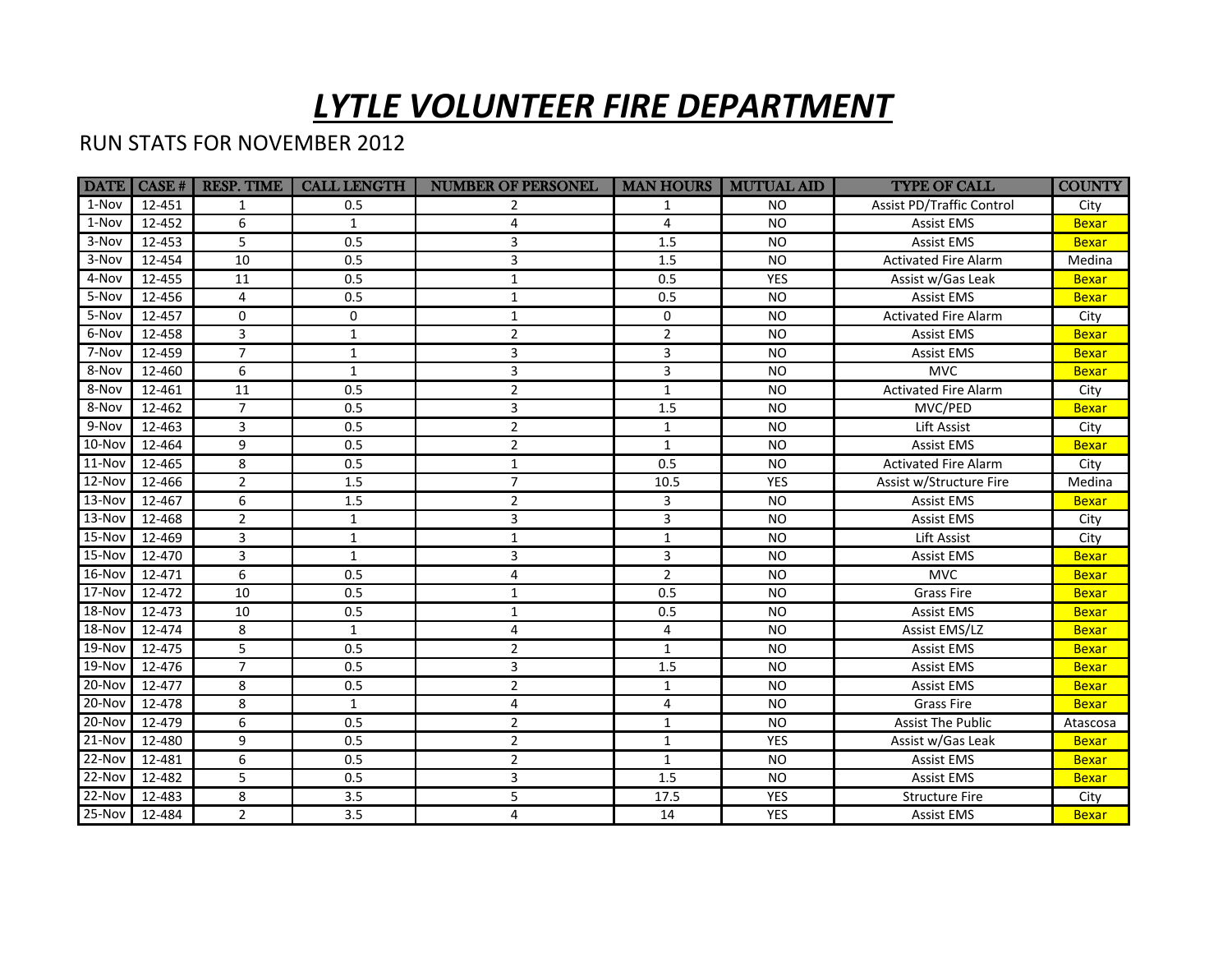# *LYTLE VOLUNTEER FIRE DEPARTMENT*

RUN STATS FOR NOVEMBER 2012

| DATE | CASE # | RESP. TIME | CALL LENGTH | NUMBER OF PERSONEL | MAN HOURS | MUTUAL AID | TYPE OF CALL | COUNTY |
|---|---|---|---|---|---|---|---|---|
| 1-Nov | 12-451 | 1 | 0.5 | 2 | 1 | NO | Assist PD/Traffic Control | City |
| 1-Nov | 12-452 | 6 | 1 | 4 | 4 | NO | Assist EMS | Bexar |
| 3-Nov | 12-453 | 5 | 0.5 | 3 | 1.5 | NO | Assist EMS | Bexar |
| 3-Nov | 12-454 | 10 | 0.5 | 3 | 1.5 | NO | Activated Fire Alarm | Medina |
| 4-Nov | 12-455 | 11 | 0.5 | 1 | 0.5 | YES | Assist w/Gas Leak | Bexar |
| 5-Nov | 12-456 | 4 | 0.5 | 1 | 0.5 | NO | Assist EMS | Bexar |
| 5-Nov | 12-457 | 0 | 0 | 1 | 0 | NO | Activated Fire Alarm | City |
| 6-Nov | 12-458 | 3 | 1 | 2 | 2 | NO | Assist EMS | Bexar |
| 7-Nov | 12-459 | 7 | 1 | 3 | 3 | NO | Assist EMS | Bexar |
| 8-Nov | 12-460 | 6 | 1 | 3 | 3 | NO | MVC | Bexar |
| 8-Nov | 12-461 | 11 | 0.5 | 2 | 1 | NO | Activated Fire Alarm | City |
| 8-Nov | 12-462 | 7 | 0.5 | 3 | 1.5 | NO | MVC/PED | Bexar |
| 9-Nov | 12-463 | 3 | 0.5 | 2 | 1 | NO | Lift Assist | City |
| 10-Nov | 12-464 | 9 | 0.5 | 2 | 1 | NO | Assist EMS | Bexar |
| 11-Nov | 12-465 | 8 | 0.5 | 1 | 0.5 | NO | Activated Fire Alarm | City |
| 12-Nov | 12-466 | 2 | 1.5 | 7 | 10.5 | YES | Assist w/Structure Fire | Medina |
| 13-Nov | 12-467 | 6 | 1.5 | 2 | 3 | NO | Assist EMS | Bexar |
| 13-Nov | 12-468 | 2 | 1 | 3 | 3 | NO | Assist EMS | City |
| 15-Nov | 12-469 | 3 | 1 | 1 | 1 | NO | Lift Assist | City |
| 15-Nov | 12-470 | 3 | 1 | 3 | 3 | NO | Assist EMS | Bexar |
| 16-Nov | 12-471 | 6 | 0.5 | 4 | 2 | NO | MVC | Bexar |
| 17-Nov | 12-472 | 10 | 0.5 | 1 | 0.5 | NO | Grass Fire | Bexar |
| 18-Nov | 12-473 | 10 | 0.5 | 1 | 0.5 | NO | Assist EMS | Bexar |
| 18-Nov | 12-474 | 8 | 1 | 4 | 4 | NO | Assist EMS/LZ | Bexar |
| 19-Nov | 12-475 | 5 | 0.5 | 2 | 1 | NO | Assist EMS | Bexar |
| 19-Nov | 12-476 | 7 | 0.5 | 3 | 1.5 | NO | Assist EMS | Bexar |
| 20-Nov | 12-477 | 8 | 0.5 | 2 | 1 | NO | Assist EMS | Bexar |
| 20-Nov | 12-478 | 8 | 1 | 4 | 4 | NO | Grass Fire | Bexar |
| 20-Nov | 12-479 | 6 | 0.5 | 2 | 1 | NO | Assist The Public | Atascosa |
| 21-Nov | 12-480 | 9 | 0.5 | 2 | 1 | YES | Assist w/Gas Leak | Bexar |
| 22-Nov | 12-481 | 6 | 0.5 | 2 | 1 | NO | Assist EMS | Bexar |
| 22-Nov | 12-482 | 5 | 0.5 | 3 | 1.5 | NO | Assist EMS | Bexar |
| 22-Nov | 12-483 | 8 | 3.5 | 5 | 17.5 | YES | Structure Fire | City |
| 25-Nov | 12-484 | 2 | 3.5 | 4 | 14 | YES | Assist EMS | Bexar |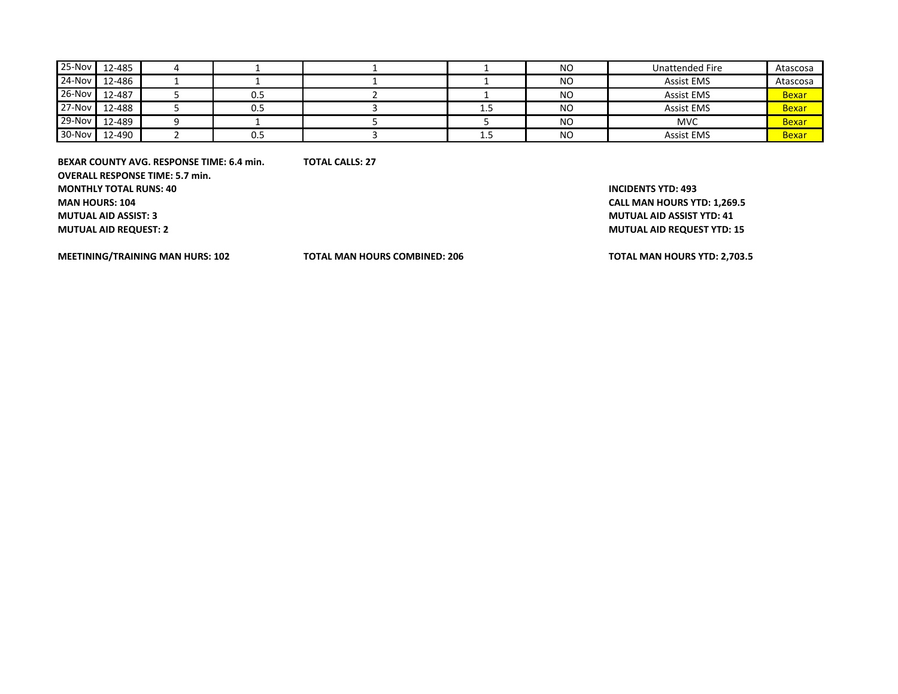| | | | | | | | | |
|---|---|---|---|---|---|---|---|---|
| 25-Nov | 12-485 | 4 | 1 | 1 | 1 | NO | Unattended Fire | Atascosa |
| 24-Nov | 12-486 | 1 | 1 | 1 | 1 | NO | Assist EMS | Atascosa |
| 26-Nov | 12-487 | 5 | 0.5 | 2 | 1 | NO | Assist EMS | Bexar |
| 27-Nov | 12-488 | 5 | 0.5 | 3 | 1.5 | NO | Assist EMS | Bexar |
| 29-Nov | 12-489 | 9 | 1 | 5 | 5 | NO | MVC | Bexar |
| 30-Nov | 12-490 | 2 | 0.5 | 3 | 1.5 | NO | Assist EMS | Bexar |

**BEXAR COUNTY AVG. RESPONSE TIME: 6.4 min.**

**TOTAL CALLS: 27**

**OVERALL RESPONSE TIME: 5.7 min.**

**MONTHLY TOTAL RUNS: 40**

**MAN HOURS: 104**

**MUTUAL AID ASSIST: 3**

**MUTUAL AID REQUEST: 2**

**INCIDENTS YTD: 493**

**CALL MAN HOURS YTD: 1,269.5**

**MUTUAL AID ASSIST YTD: 41**

**MUTUAL AID REQUEST YTD: 15**

**MEETINING/TRAINING MAN HURS: 102**

**TOTAL MAN HOURS COMBINED: 206**

**TOTAL MAN HOURS YTD: 2,703.5**